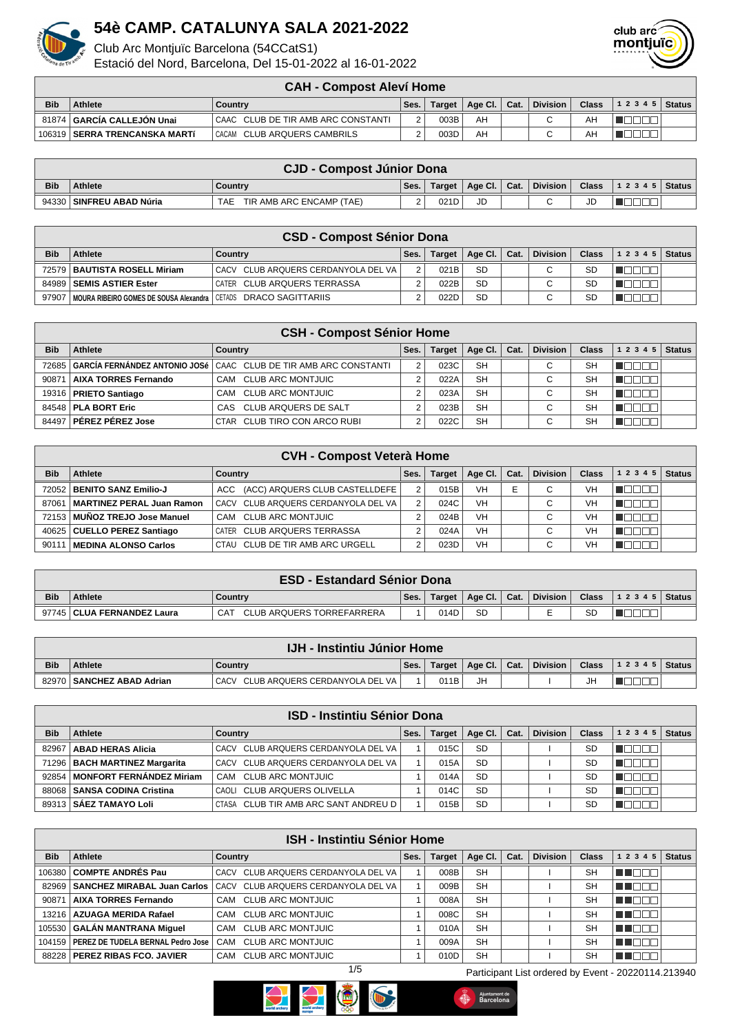# 54è CAMP. CATALUNYA SALA 2021-2022

Club Arc Montjuïc Barcelona (54CCatS1)

Estació del Nord, Barcelona, Del 15-01-2022 al 16-01-2022

## CAH - Compost Aleví Home

| Bib | Athlete | Country | Ses. | Target | Age Cl. | Cat. | Division | Class | 1 2 3 4 5 | Status |
|---|---|---|---|---|---|---|---|---|---|---|
| 81874 | **GARCÍA CALLEJÓN Unai** | CAAC CLUB DE TIR AMB ARC CONSTANTI | 2 | 003B | AH | | C | AH | | |
| 106319 | **SERRA TRENCANSKA MARTÍ** | CACAM CLUB ARQUERS CAMBRILS | 2 | 003D | AH | | C | AH | | |

## CJD - Compost Júnior Dona

| Bib | Athlete | Country | Ses. | Target | Age Cl. | Cat. | Division | Class | 1 2 3 4 5 | Status |
|---|---|---|---|---|---|---|---|---|---|---|
| 94330 | **SINFREU ABAD Núria** | TAE TIR AMB ARC ENCAMP (TAE) | 2 | 021D | JD | | C | JD | | |

## CSD - Compost Sénior Dona

| Bib | Athlete | Country | Ses. | Target | Age Cl. | Cat. | Division | Class | 1 2 3 4 5 | Status |
|---|---|---|---|---|---|---|---|---|---|---|
| 72579 | **BAUTISTA ROSELL Miriam** | CACV CLUB ARQUERS CERDANYOLA DEL VA | 2 | 021B | SD | | C | SD | | |
| 84989 | **SEMIS ASTIER Ester** | CATER CLUB ARQUERS TERRASSA | 2 | 022B | SD | | C | SD | | |
| 97907 | **MOURA RIBEIRO GOMES DE SOUSA Alexandra** | CETADS DRACO SAGITTARIIS | 2 | 022D | SD | | C | SD | | |

## CSH - Compost Sénior Home

| Bib | Athlete | Country | Ses. | Target | Age Cl. | Cat. | Division | Class | 1 2 3 4 5 | Status |
|---|---|---|---|---|---|---|---|---|---|---|
| 72685 | **GARCÍA FERNÁNDEZ ANTONIO JOSé** | CAAC CLUB DE TIR AMB ARC CONSTANTI | 2 | 023C | SH | | C | SH | | |
| 90871 | **AIXA TORRES Fernando** | CAM CLUB ARC MONTJUIC | 2 | 022A | SH | | C | SH | | |
| 19316 | **PRIETO Santiago** | CAM CLUB ARC MONTJUIC | 2 | 023A | SH | | C | SH | | |
| 84548 | **PLA BORT Eric** | CAS CLUB ARQUERS DE SALT | 2 | 023B | SH | | C | SH | | |
| 84497 | **PÉREZ PÉREZ Jose** | CTAR CLUB TIRO CON ARCO RUBI | 2 | 022C | SH | | C | SH | | |

## CVH - Compost Veterà Home

| Bib | Athlete | Country | Ses. | Target | Age Cl. | Cat. | Division | Class | 1 2 3 4 5 | Status |
|---|---|---|---|---|---|---|---|---|---|---|
| 72052 | **BENITO SANZ Emilio-J** | ACC (ACC) ARQUERS CLUB CASTELLDEFE | 2 | 015B | VH | E | C | VH | | |
| 87061 | **MARTINEZ PERAL Juan Ramon** | CACV CLUB ARQUERS CERDANYOLA DEL VA | 2 | 024C | VH | | C | VH | | |
| 72153 | **MUÑOZ TREJO Jose Manuel** | CAM CLUB ARC MONTJUIC | 2 | 024B | VH | | C | VH | | |
| 40625 | **CUELLO PEREZ Santiago** | CATER CLUB ARQUERS TERRASSA | 2 | 024A | VH | | C | VH | | |
| 90111 | **MEDINA ALONSO Carlos** | CTAU CLUB DE TIR AMB ARC URGELL | 2 | 023D | VH | | C | VH | | |

## ESD - Estandard Sénior Dona

| Bib | Athlete | Country | Ses. | Target | Age Cl. | Cat. | Division | Class | 1 2 3 4 5 | Status |
|---|---|---|---|---|---|---|---|---|---|---|
| 97745 | **CLUA FERNANDEZ Laura** | CAT CLUB ARQUERS TORREFARRERA | 1 | 014D | SD | | E | SD | | |

## IJH - Instintiu Júnior Home

| Bib | Athlete | Country | Ses. | Target | Age Cl. | Cat. | Division | Class | 1 2 3 4 5 | Status |
|---|---|---|---|---|---|---|---|---|---|---|
| 82970 | **SANCHEZ ABAD Adrian** | CACV CLUB ARQUERS CERDANYOLA DEL VA | 1 | 011B | JH | | I | JH | | |

## ISD - Instintiu Sénior Dona

| Bib | Athlete | Country | Ses. | Target | Age Cl. | Cat. | Division | Class | 1 2 3 4 5 | Status |
|---|---|---|---|---|---|---|---|---|---|---|
| 82967 | **ABAD HERAS Alicia** | CACV CLUB ARQUERS CERDANYOLA DEL VA | 1 | 015C | SD | | I | SD | | |
| 71296 | **BACH MARTINEZ Margarita** | CACV CLUB ARQUERS CERDANYOLA DEL VA | 1 | 015A | SD | | I | SD | | |
| 92854 | **MONFORT FERNÁNDEZ Miriam** | CAM CLUB ARC MONTJUIC | 1 | 014A | SD | | I | SD | | |
| 88068 | **SANSA CODINA Cristina** | CAOLI CLUB ARQUERS OLIVELLA | 1 | 014C | SD | | I | SD | | |
| 89313 | **SÁEZ TAMAYO Loli** | CTASA CLUB TIR AMB ARC SANT ANDREU D | 1 | 015B | SD | | I | SD | | |

## ISH - Instintiu Sénior Home

| Bib | Athlete | Country | Ses. | Target | Age Cl. | Cat. | Division | Class | 1 2 3 4 5 | Status |
|---|---|---|---|---|---|---|---|---|---|---|
| 106380 | **COMPTE ANDRÉS Pau** | CACV CLUB ARQUERS CERDANYOLA DEL VA | 1 | 008B | SH | | I | SH | | |
| 82969 | **SANCHEZ MIRABAL Juan Carlos** | CACV CLUB ARQUERS CERDANYOLA DEL VA | 1 | 009B | SH | | I | SH | | |
| 90871 | **AIXA TORRES Fernando** | CAM CLUB ARC MONTJUIC | 1 | 008A | SH | | I | SH | | |
| 13216 | **AZUAGA MERIDA Rafael** | CAM CLUB ARC MONTJUIC | 1 | 008C | SH | | I | SH | | |
| 105530 | **GALÁN MANTRANA Miguel** | CAM CLUB ARC MONTJUIC | 1 | 010A | SH | | I | SH | | |
| 104159 | **PEREZ DE TUDELA BERNAL Pedro Jose** | CAM CLUB ARC MONTJUIC | 1 | 009A | SH | | I | SH | | |
| 88228 | **PEREZ RIBAS FCO. JAVIER** | CAM CLUB ARC MONTJUIC | 1 | 010D | SH | | I | SH | | |

Participant List ordered by Event - 20220114.213940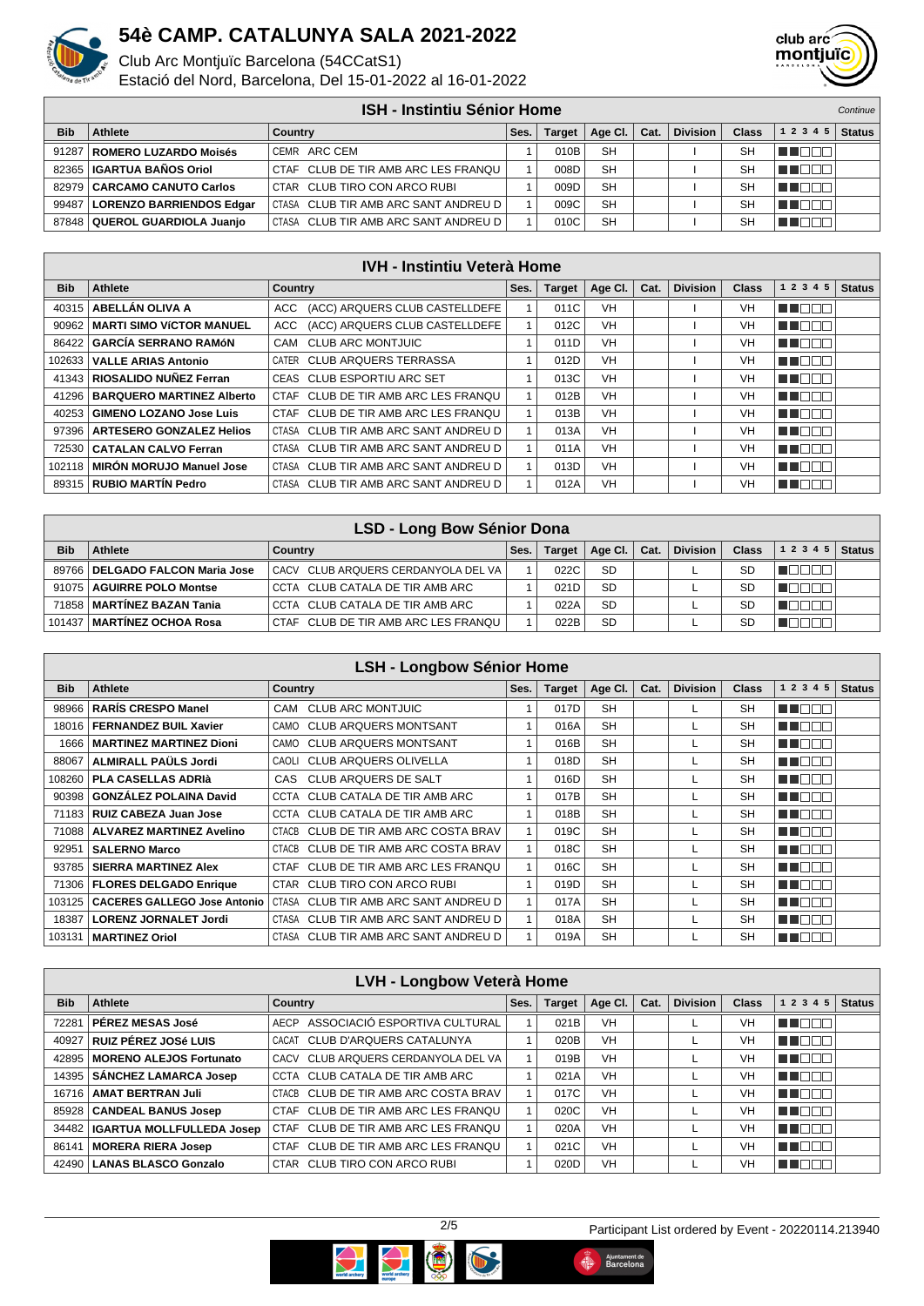# 54è CAMP. CATALUNYA SALA 2021-2022

Club Arc Montjuïc Barcelona (54CCatS1)
Estació del Nord, Barcelona, Del 15-01-2022 al 16-01-2022

## ISH - Instintiu Sénior Home

*Continue*

| Bib | Athlete | Country | Ses. | Target | Age Cl. | Cat. | Division | Class | 1 2 3 4 5 | Status |
|---|---|---|---|---|---|---|---|---|---|---|
| 91287 | **ROMERO LUZARDO Moisés** | CEMR ARC CEM | 1 | 010B | SH | | I | SH | | |
| 82365 | **IGARTUA BAÑOS Oriol** | CTAF CLUB DE TIR AMB ARC LES FRANQU | 1 | 008D | SH | | I | SH | | |
| 82979 | **CARCAMO CANUTO Carlos** | CTAR CLUB TIRO CON ARCO RUBI | 1 | 009D | SH | | I | SH | | |
| 99487 | **LORENZO BARRIENDOS Edgar** | CTASA CLUB TIR AMB ARC SANT ANDREU D | 1 | 009C | SH | | I | SH | | |
| 87848 | **QUEROL GUARDIOLA Juanjo** | CTASA CLUB TIR AMB ARC SANT ANDREU D | 1 | 010C | SH | | I | SH | | |

## IVH - Instintiu Veterà Home

| Bib | Athlete | Country | Ses. | Target | Age Cl. | Cat. | Division | Class | 1 2 3 4 5 | Status |
|---|---|---|---|---|---|---|---|---|---|---|
| 40315 | **ABELLÁN OLIVA A** | ACC (ACC) ARQUERS CLUB CASTELLDEFE | 1 | 011C | VH | | I | VH | | |
| 90962 | **MARTI SIMO VíCTOR MANUEL** | ACC (ACC) ARQUERS CLUB CASTELLDEFE | 1 | 012C | VH | | I | VH | | |
| 86422 | **GARCÍA SERRANO RAMóN** | CAM CLUB ARC MONTJUIC | 1 | 011D | VH | | I | VH | | |
| 102633 | **VALLE ARIAS Antonio** | CATER CLUB ARQUERS TERRASSA | 1 | 012D | VH | | I | VH | | |
| 41343 | **RIOSALIDO NUÑEZ Ferran** | CEAS CLUB ESPORTIU ARC SET | 1 | 013C | VH | | I | VH | | |
| 41296 | **BARQUERO MARTINEZ Alberto** | CTAF CLUB DE TIR AMB ARC LES FRANQU | 1 | 012B | VH | | I | VH | | |
| 40253 | **GIMENO LOZANO Jose Luis** | CTAF CLUB DE TIR AMB ARC LES FRANQU | 1 | 013B | VH | | I | VH | | |
| 97396 | **ARTESERO GONZALEZ Helios** | CTASA CLUB TIR AMB ARC SANT ANDREU D | 1 | 013A | VH | | I | VH | | |
| 72530 | **CATALAN CALVO Ferran** | CTASA CLUB TIR AMB ARC SANT ANDREU D | 1 | 011A | VH | | I | VH | | |
| 102118 | **MIRÓN MORUJO Manuel Jose** | CTASA CLUB TIR AMB ARC SANT ANDREU D | 1 | 013D | VH | | I | VH | | |
| 89315 | **RUBIO MARTÍN Pedro** | CTASA CLUB TIR AMB ARC SANT ANDREU D | 1 | 012A | VH | | I | VH | | |

## LSD - Long Bow Sénior Dona

| Bib | Athlete | Country | Ses. | Target | Age Cl. | Cat. | Division | Class | 1 2 3 4 5 | Status |
|---|---|---|---|---|---|---|---|---|---|---|
| 89766 | **DELGADO FALCON Maria Jose** | CACV CLUB ARQUERS CERDANYOLA DEL VA | 1 | 022C | SD | | L | SD | | |
| 91075 | **AGUIRRE POLO Montse** | CCTA CLUB CATALA DE TIR AMB ARC | 1 | 021D | SD | | L | SD | | |
| 71858 | **MARTÍNEZ BAZAN Tania** | CCTA CLUB CATALA DE TIR AMB ARC | 1 | 022A | SD | | L | SD | | |
| 101437 | **MARTÍNEZ OCHOA Rosa** | CTAF CLUB DE TIR AMB ARC LES FRANQU | 1 | 022B | SD | | L | SD | | |

## LSH - Longbow Sénior Home

| Bib | Athlete | Country | Ses. | Target | Age Cl. | Cat. | Division | Class | 1 2 3 4 5 | Status |
|---|---|---|---|---|---|---|---|---|---|---|
| 98966 | **RARÍS CRESPO Manel** | CAM CLUB ARC MONTJUIC | 1 | 017D | SH | | L | SH | | |
| 18016 | **FERNANDEZ BUIL Xavier** | CAMO CLUB ARQUERS MONTSANT | 1 | 016A | SH | | L | SH | | |
| 1666 | **MARTINEZ MARTINEZ Dioni** | CAMO CLUB ARQUERS MONTSANT | 1 | 016B | SH | | L | SH | | |
| 88067 | **ALMIRALL PAÜLS Jordi** | CAOLI CLUB ARQUERS OLIVELLA | 1 | 018D | SH | | L | SH | | |
| 108260 | **PLA CASELLAS ADRIÀ** | CAS CLUB ARQUERS DE SALT | 1 | 016D | SH | | L | SH | | |
| 90398 | **GONZÁLEZ POLAINA David** | CCTA CLUB CATALA DE TIR AMB ARC | 1 | 017B | SH | | L | SH | | |
| 71183 | **RUIZ CABEZA Juan Jose** | CCTA CLUB CATALA DE TIR AMB ARC | 1 | 018B | SH | | L | SH | | |
| 71088 | **ALVAREZ MARTINEZ Avelino** | CTACB CLUB DE TIR AMB ARC COSTA BRAV | 1 | 019C | SH | | L | SH | | |
| 92951 | **SALERNO Marco** | CTACB CLUB DE TIR AMB ARC COSTA BRAV | 1 | 018C | SH | | L | SH | | |
| 93785 | **SIERRA MARTINEZ Alex** | CTAF CLUB DE TIR AMB ARC LES FRANQU | 1 | 016C | SH | | L | SH | | |
| 71306 | **FLORES DELGADO Enrique** | CTAR CLUB TIRO CON ARCO RUBI | 1 | 019D | SH | | L | SH | | |
| 103125 | **CACERES GALLEGO Jose Antonio** | CTASA CLUB TIR AMB ARC SANT ANDREU D | 1 | 017A | SH | | L | SH | | |
| 18387 | **LORENZ JORNALET Jordi** | CTASA CLUB TIR AMB ARC SANT ANDREU D | 1 | 018A | SH | | L | SH | | |
| 103131 | **MARTINEZ Oriol** | CTASA CLUB TIR AMB ARC SANT ANDREU D | 1 | 019A | SH | | L | SH | | |

## LVH - Longbow Veterà Home

| Bib | Athlete | Country | Ses. | Target | Age Cl. | Cat. | Division | Class | 1 2 3 4 5 | Status |
|---|---|---|---|---|---|---|---|---|---|---|
| 72281 | **PÉREZ MESAS José** | AECP ASSOCIACIÓ ESPORTIVA CULTURAL | 1 | 021B | VH | | L | VH | | |
| 40927 | **RUIZ PÉREZ JOSé LUIS** | CACAT CLUB D'ARQUERS CATALUNYA | 1 | 020B | VH | | L | VH | | |
| 42895 | **MORENO ALEJOS Fortunato** | CACV CLUB ARQUERS CERDANYOLA DEL VA | 1 | 019B | VH | | L | VH | | |
| 14395 | **SÁNCHEZ LAMARCA Josep** | CCTA CLUB CATALA DE TIR AMB ARC | 1 | 021A | VH | | L | VH | | |
| 16716 | **AMAT BERTRAN Juli** | CTACB CLUB DE TIR AMB ARC COSTA BRAV | 1 | 017C | VH | | L | VH | | |
| 85928 | **CANDEAL BANUS Josep** | CTAF CLUB DE TIR AMB ARC LES FRANQU | 1 | 020C | VH | | L | VH | | |
| 34482 | **IGARTUA MOLLFULLEDA Josep** | CTAF CLUB DE TIR AMB ARC LES FRANQU | 1 | 020A | VH | | L | VH | | |
| 86141 | **MORERA RIERA Josep** | CTAF CLUB DE TIR AMB ARC LES FRANQU | 1 | 021C | VH | | L | VH | | |
| 42490 | **LANAS BLASCO Gonzalo** | CTAR CLUB TIRO CON ARCO RUBI | 1 | 020D | VH | | L | VH | | |

Participant List ordered by Event - 20220114.213940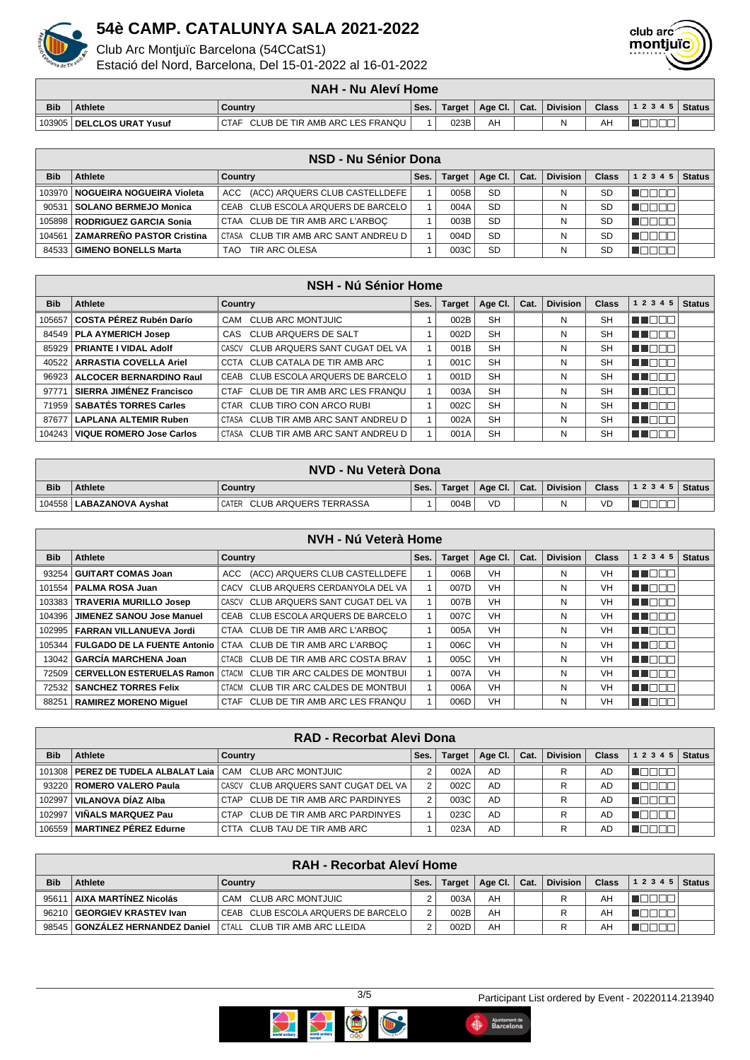# 54è CAMP. CATALUNYA SALA 2021-2022

Club Arc Montjuïc Barcelona (54CCatS1)
Estació del Nord, Barcelona, Del 15-01-2022 al 16-01-2022

## NAH - Nu Aleví Home

| Bib | Athlete | Country | Ses. | Target | Age Cl. | Cat. | Division | Class | 1 2 3 4 5 | Status |
|---|---|---|---|---|---|---|---|---|---|---|
| 103905 | **DELCLOS URAT Yusuf** | CTAF CLUB DE TIR AMB ARC LES FRANQU | 1 | 023B | AH | | N | AH | | |

## NSD - Nu Sénior Dona

| Bib | Athlete | Country | Ses. | Target | Age Cl. | Cat. | Division | Class | 1 2 3 4 5 | Status |
|---|---|---|---|---|---|---|---|---|---|---|
| 103970 | **NOGUEIRA NOGUEIRA Violeta** | ACC (ACC) ARQUERS CLUB CASTELLDEFE | 1 | 005B | SD | | N | SD | | |
| 90531 | **SOLANO BERMEJO Monica** | CEAB CLUB ESCOLA ARQUERS DE BARCELO | 1 | 004A | SD | | N | SD | | |
| 105898 | **RODRIGUEZ GARCIA Sonia** | CTAA CLUB DE TIR AMB ARC L'ARBOÇ | 1 | 003B | SD | | N | SD | | |
| 104561 | **ZAMARREÑO PASTOR Cristina** | CTASA CLUB TIR AMB ARC SANT ANDREU D | 1 | 004D | SD | | N | SD | | |
| 84533 | **GIMENO BONELLS Marta** | TAO TIR ARC OLESA | 1 | 003C | SD | | N | SD | | |

## NSH - Nú Sénior Home

| Bib | Athlete | Country | Ses. | Target | Age Cl. | Cat. | Division | Class | 1 2 3 4 5 | Status |
|---|---|---|---|---|---|---|---|---|---|---|
| 105657 | **COSTA PÉREZ Rubén Darío** | CAM CLUB ARC MONTJUIC | 1 | 002B | SH | | N | SH | | |
| 84549 | **PLA AYMERICH Josep** | CAS CLUB ARQUERS DE SALT | 1 | 002D | SH | | N | SH | | |
| 85929 | **PRIANTE I VIDAL Adolf** | CASCV CLUB ARQUERS SANT CUGAT DEL VA | 1 | 001B | SH | | N | SH | | |
| 40522 | **ARRASTIA COVELLA Ariel** | CCTA CLUB CATALA DE TIR AMB ARC | 1 | 001C | SH | | N | SH | | |
| 96923 | **ALCOCER BERNARDINO Raul** | CEAB CLUB ESCOLA ARQUERS DE BARCELO | 1 | 001D | SH | | N | SH | | |
| 97771 | **SIERRA JIMÉNEZ Francisco** | CTAF CLUB DE TIR AMB ARC LES FRANQU | 1 | 003A | SH | | N | SH | | |
| 71959 | **SABATÉS TORRES Carles** | CTAR CLUB TIRO CON ARCO RUBI | 1 | 002C | SH | | N | SH | | |
| 87677 | **LAPLANA ALTEMIR Ruben** | CTASA CLUB TIR AMB ARC SANT ANDREU D | 1 | 002A | SH | | N | SH | | |
| 104243 | **VIQUE ROMERO Jose Carlos** | CTASA CLUB TIR AMB ARC SANT ANDREU D | 1 | 001A | SH | | N | SH | | |

## NVD - Nu Veterà Dona

| Bib | Athlete | Country | Ses. | Target | Age Cl. | Cat. | Division | Class | 1 2 3 4 5 | Status |
|---|---|---|---|---|---|---|---|---|---|---|
| 104558 | **LABAZANOVA Ayshat** | CATER CLUB ARQUERS TERRASSA | 1 | 004B | VD | | N | VD | | |

## NVH - Nú Veterà Home

| Bib | Athlete | Country | Ses. | Target | Age Cl. | Cat. | Division | Class | 1 2 3 4 5 | Status |
|---|---|---|---|---|---|---|---|---|---|---|
| 93254 | **GUITART COMAS Joan** | ACC (ACC) ARQUERS CLUB CASTELLDEFE | 1 | 006B | VH | | N | VH | | |
| 101554 | **PALMA ROSA Juan** | CACV CLUB ARQUERS CERDANYOLA DEL VA | 1 | 007D | VH | | N | VH | | |
| 103383 | **TRAVERIA MURILLO Josep** | CASCV CLUB ARQUERS SANT CUGAT DEL VA | 1 | 007B | VH | | N | VH | | |
| 104396 | **JIMENEZ SANOU Jose Manuel** | CEAB CLUB ESCOLA ARQUERS DE BARCELO | 1 | 007C | VH | | N | VH | | |
| 102995 | **FARRAN VILLANUEVA Jordi** | CTAA CLUB DE TIR AMB ARC L'ARBOÇ | 1 | 005A | VH | | N | VH | | |
| 105344 | **FULGADO DE LA FUENTE Antonio** | CTAA CLUB DE TIR AMB ARC L'ARBOÇ | 1 | 006C | VH | | N | VH | | |
| 13042 | **GARCÍA MARCHENA Joan** | CTACB CLUB DE TIR AMB ARC COSTA BRAV | 1 | 005C | VH | | N | VH | | |
| 72509 | **CERVELLON ESTERUELAS Ramon** | CTACM CLUB TIR ARC CALDES DE MONTBUI | 1 | 007A | VH | | N | VH | | |
| 72532 | **SANCHEZ TORRES Felix** | CTACM CLUB TIR ARC CALDES DE MONTBUI | 1 | 006A | VH | | N | VH | | |
| 88251 | **RAMIREZ MORENO Miguel** | CTAF CLUB DE TIR AMB ARC LES FRANQU | 1 | 006D | VH | | N | VH | | |

## RAD - Recorbat Alevi Dona

| Bib | Athlete | Country | Ses. | Target | Age Cl. | Cat. | Division | Class | 1 2 3 4 5 | Status |
|---|---|---|---|---|---|---|---|---|---|---|
| 101308 | **PEREZ DE TUDELA ALBALAT Laia** | CAM CLUB ARC MONTJUIC | 2 | 002A | AD | | R | AD | | |
| 93220 | **ROMERO VALERO Paula** | CASCV CLUB ARQUERS SANT CUGAT DEL VA | 2 | 002C | AD | | R | AD | | |
| 102997 | **VILANOVA DÍAZ Alba** | CTAP CLUB DE TIR AMB ARC PARDINYES | 2 | 003C | AD | | R | AD | | |
| 102997 | **VIÑALS MARQUEZ Pau** | CTAP CLUB DE TIR AMB ARC PARDINYES | 1 | 023C | AD | | R | AD | | |
| 106559 | **MARTINEZ PÉREZ Edurne** | CTTA CLUB TAU DE TIR AMB ARC | 1 | 023A | AD | | R | AD | | |

## RAH - Recorbat Aleví Home

| Bib | Athlete | Country | Ses. | Target | Age Cl. | Cat. | Division | Class | 1 2 3 4 5 | Status |
|---|---|---|---|---|---|---|---|---|---|---|
| 95611 | **AIXA MARTÍNEZ Nicolás** | CAM CLUB ARC MONTJUIC | 2 | 003A | AH | | R | AH | | |
| 96210 | **GEORGIEV KRASTEV Ivan** | CEAB CLUB ESCOLA ARQUERS DE BARCELO | 2 | 002B | AH | | R | AH | | |
| 98545 | **GONZÁLEZ HERNANDEZ Daniel** | CTALL CLUB TIR AMB ARC LLEIDA | 2 | 002D | AH | | R | AH | | |

Participant List ordered by Event - 20220114.213940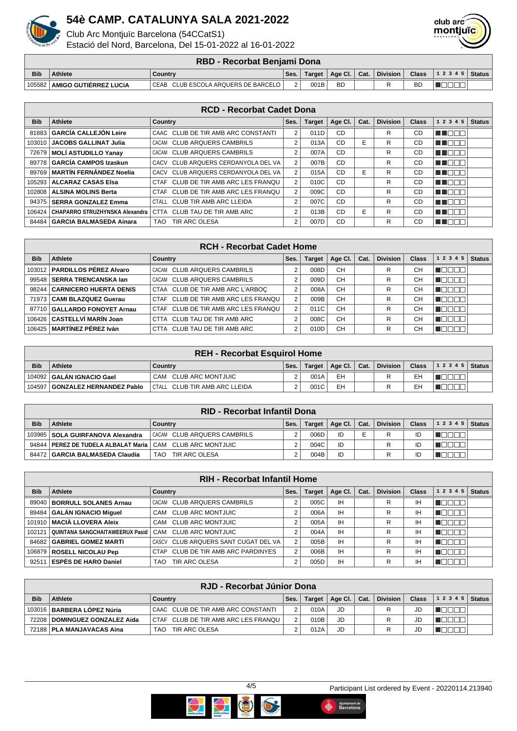# 54è CAMP. CATALUNYA SALA 2021-2022

Club Arc Montjuïc Barcelona (54CCatS1)
Estació del Nord, Barcelona, Del 15-01-2022 al 16-01-2022

## RBD - Recorbat Benjami Dona

| Bib | Athlete | Country | Ses. | Target | Age Cl. | Cat. | Division | Class | 1 2 3 4 5 | Status |
|---|---|---|---|---|---|---|---|---|---|---|
| 105582 | **AMIGO GUTIÉRREZ LUCÍA** | CEAB CLUB ESCOLA ARQUERS DE BARCELO | 2 | 001B | BD | | R | BD | | |

## RCD - Recorbat Cadet Dona

| Bib | Athlete | Country | Ses. | Target | Age Cl. | Cat. | Division | Class | 1 2 3 4 5 | Status |
|---|---|---|---|---|---|---|---|---|---|---|
| 81883 | **GARCÍA CALLEJÓN Leire** | CAAC CLUB DE TIR AMB ARC CONSTANTI | 2 | 011D | CD | | R | CD | | |
| 103010 | **JACOBS GALLINAT Julia** | CACAM CLUB ARQUERS CAMBRILS | 2 | 013A | CD | E | R | CD | | |
| 72679 | **MOLÍ ASTUDILLO Yanay** | CACAM CLUB ARQUERS CAMBRILS | 2 | 007A | CD | | R | CD | | |
| 89778 | **GARCÍA CAMPOS Izaskun** | CACV CLUB ARQUERS CERDANYOLA DEL VA | 2 | 007B | CD | | R | CD | | |
| 89769 | **MARTÍN FERNÁNDEZ Noelia** | CACV CLUB ARQUERS CERDANYOLA DEL VA | 2 | 015A | CD | E | R | CD | | |
| 105293 | **ALCARAZ CASAS Elsa** | CTAF CLUB DE TIR AMB ARC LES FRANQU | 2 | 010C | CD | | R | CD | | |
| 102808 | **ALSINA MOLINS Berta** | CTAF CLUB DE TIR AMB ARC LES FRANQU | 2 | 009C | CD | | R | CD | | |
| 94375 | **SERRA GONZALEZ Emma** | CTALL CLUB TIR AMB ARC LLEIDA | 2 | 007C | CD | | R | CD | | |
| 106424 | **CHAPARRO STRUZHYNSKA Alexandra** | CTTA CLUB TAU DE TIR AMB ARC | 2 | 013B | CD | E | R | CD | | |
| 84484 | **GARCIA BALMASEDA Ainara** | TAO TIR ARC OLESA | 2 | 007D | CD | | R | CD | | |

## RCH - Recorbat Cadet Home

| Bib | Athlete | Country | Ses. | Target | Age Cl. | Cat. | Division | Class | 1 2 3 4 5 | Status |
|---|---|---|---|---|---|---|---|---|---|---|
| 103012 | **PARDILLOS PÉREZ Alvaro** | CACAM CLUB ARQUERS CAMBRILS | 2 | 008D | CH | | R | CH | | |
| 99548 | **SERRA TRENCANSKA Ian** | CACAM CLUB ARQUERS CAMBRILS | 2 | 009D | CH | | R | CH | | |
| 98244 | **CARNICERO HUERTA DENÍS** | CTAA CLUB DE TIR AMB ARC L'ARBOÇ | 2 | 008A | CH | | R | CH | | |
| 71973 | **CAMI BLAZQUEZ Gueru** | CTAF CLUB DE TIR AMB ARC LES FRANQU | 2 | 009B | CH | | R | CH | | |
| 87710 | **GALLARDO FONOYET Arnau** | CTAF CLUB DE TIR AMB ARC LES FRANQU | 2 | 011C | CH | | R | CH | | |
| 106426 | **CASTELLVÍ MARÍN Joan** | CTTA CLUB TAU DE TIR AMB ARC | 2 | 008C | CH | | R | CH | | |
| 106425 | **MARTÍNEZ PÉREZ Iván** | CTTA CLUB TAU DE TIR AMB ARC | 2 | 010D | CH | | R | CH | | |

## REH - Recorbat Esquirol Home

| Bib | Athlete | Country | Ses. | Target | Age Cl. | Cat. | Division | Class | 1 2 3 4 5 | Status |
|---|---|---|---|---|---|---|---|---|---|---|
| 104092 | **GALÁN IGNACIO Gael** | CAM CLUB ARC MONTJUIC | 2 | 001A | EH | | R | EH | | |
| 104597 | **GONZALEZ HERNANDEZ Pablo** | CTALL CLUB TIR AMB ARC LLEIDA | 2 | 001C | EH | | R | EH | | |

## RID - Recorbat Infantil Dona

| Bib | Athlete | Country | Ses. | Target | Age Cl. | Cat. | Division | Class | 1 2 3 4 5 | Status |
|---|---|---|---|---|---|---|---|---|---|---|
| 103985 | **SOLA GUIRFANOVA Alexandra** | CACAM CLUB ARQUERS CAMBRILS | 2 | 006D | ID | E | R | ID | | |
| 94844 | **PEREZ DE TUDELA ALBALAT Maria** | CAM CLUB ARC MONTJUIC | 2 | 004C | ID | | R | ID | | |
| 84472 | **GARCIA BALMASEDA Claudia** | TAO TIR ARC OLESA | 2 | 004B | ID | | R | ID | | |

## RIH - Recorbat Infantil Home

| Bib | Athlete | Country | Ses. | Target | Age Cl. | Cat. | Division | Class | 1 2 3 4 5 | Status |
|---|---|---|---|---|---|---|---|---|---|---|
| 89040 | **BORRULL SOLANES Arnau** | CACAM CLUB ARQUERS CAMBRILS | 2 | 005C | IH | | R | IH | | |
| 89484 | **GALÁN IGNACIO Miguel** | CAM CLUB ARC MONTJUIC | 2 | 006A | IH | | R | IH | | |
| 101910 | **MACIÀ LLOVERA Aleix** | CAM CLUB ARC MONTJUIC | 2 | 005A | IH | | R | IH | | |
| 102121 | **QUINTANA SANGCHAITAWEERUX Pasid** | CAM CLUB ARC MONTJUIC | 2 | 004A | IH | | R | IH | | |
| 84682 | **GABRIEL GOMEZ MARTÍ** | CASCV CLUB ARQUERS SANT CUGAT DEL VA | 2 | 005B | IH | | R | IH | | |
| 106879 | **ROSELL NICOLAU Pep** | CTAP CLUB DE TIR AMB ARC PARDINYES | 2 | 006B | IH | | R | IH | | |
| 92511 | **ESPÈS DE HARO Daniel** | TAO TIR ARC OLESA | 2 | 005D | IH | | R | IH | | |

## RJD - Recorbat Júnior Dona

| Bib | Athlete | Country | Ses. | Target | Age Cl. | Cat. | Division | Class | 1 2 3 4 5 | Status |
|---|---|---|---|---|---|---|---|---|---|---|
| 103016 | **BARBERA LÓPEZ Núria** | CAAC CLUB DE TIR AMB ARC CONSTANTI | 2 | 010A | JD | | R | JD | | |
| 72208 | **DOMINGUEZ GONZALEZ Aida** | CTAF CLUB DE TIR AMB ARC LES FRANQU | 2 | 010B | JD | | R | JD | | |
| 72188 | **PLA MANJAVACAS Aina** | TAO TIR ARC OLESA | 2 | 012A | JD | | R | JD | | |

Participant List ordered by Event - 20220114.213940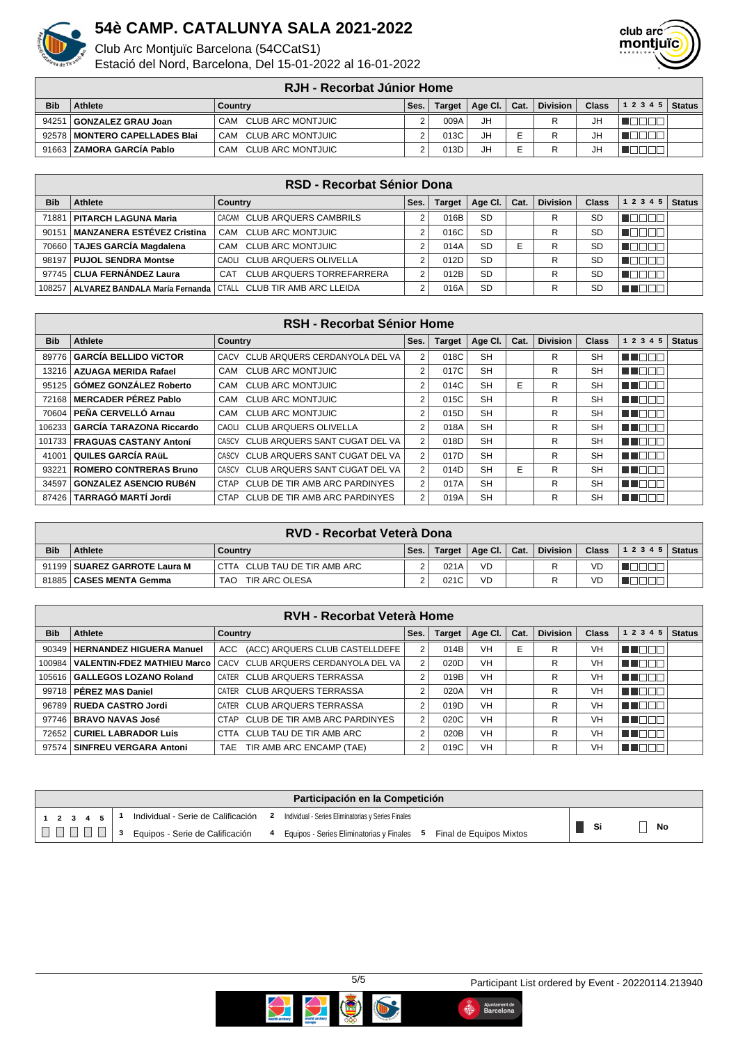# 54è CAMP. CATALUNYA SALA 2021-2022

Club Arc Montjuïc Barcelona (54CCatS1)
Estació del Nord, Barcelona, Del 15-01-2022 al 16-01-2022

## RJH - Recorbat Júnior Home

| Bib | Athlete | Country | Ses. | Target | Age Cl. | Cat. | Division | Class | 1 2 3 4 5 | Status |
|---|---|---|---|---|---|---|---|---|---|---|
| 94251 | **GONZALEZ GRAU Joan** | CAM CLUB ARC MONTJUIC | 2 | 009A | JH | | R | JH | ■□□□□ | |
| 92578 | **MONTERO CAPELLADES Blai** | CAM CLUB ARC MONTJUIC | 2 | 013C | JH | E | R | JH | ■□□□□ | |
| 91663 | **ZAMORA GARCÍA Pablo** | CAM CLUB ARC MONTJUIC | 2 | 013D | JH | E | R | JH | ■□□□□ | |

## RSD - Recorbat Sénior Dona

| Bib | Athlete | Country | Ses. | Target | Age Cl. | Cat. | Division | Class | 1 2 3 4 5 | Status |
|---|---|---|---|---|---|---|---|---|---|---|
| 71881 | **PITARCH LAGUNA Maria** | CACAM CLUB ARQUERS CAMBRILS | 2 | 016B | SD | | R | SD | ■□□□□ | |
| 90151 | **MANZANERA ESTÉVEZ Cristina** | CAM CLUB ARC MONTJUIC | 2 | 016C | SD | | R | SD | ■□□□□ | |
| 70660 | **TAJES GARCÍA Magdalena** | CAM CLUB ARC MONTJUIC | 2 | 014A | SD | E | R | SD | ■□□□□ | |
| 98197 | **PUJOL SENDRA Montse** | CAOLI CLUB ARQUERS OLIVELLA | 2 | 012D | SD | | R | SD | ■□□□□ | |
| 97745 | **CLUA FERNÁNDEZ Laura** | CAT CLUB ARQUERS TORREFARRERA | 2 | 012B | SD | | R | SD | ■□□□□ | |
| 108257 | **ALVAREZ BANDALA María Fernanda** | CTALL CLUB TIR AMB ARC LLEIDA | 2 | 016A | SD | | R | SD | ■■□□□ | |

## RSH - Recorbat Sénior Home

| Bib | Athlete | Country | Ses. | Target | Age Cl. | Cat. | Division | Class | 1 2 3 4 5 | Status |
|---|---|---|---|---|---|---|---|---|---|---|
| 89776 | **GARCÍA BELLIDO VíCTOR** | CACV CLUB ARQUERS CERDANYOLA DEL VA | 2 | 018C | SH | | R | SH | ■■□□□ | |
| 13216 | **AZUAGA MERIDA Rafael** | CAM CLUB ARC MONTJUIC | 2 | 017C | SH | | R | SH | ■■□□□ | |
| 95125 | **GÓMEZ GONZÁLEZ Roberto** | CAM CLUB ARC MONTJUIC | 2 | 014C | SH | E | R | SH | ■■□□□ | |
| 72168 | **MERCADER PÉREZ Pablo** | CAM CLUB ARC MONTJUIC | 2 | 015C | SH | | R | SH | ■■□□□ | |
| 70604 | **PEÑA CERVELLÓ Arnau** | CAM CLUB ARC MONTJUIC | 2 | 015D | SH | | R | SH | ■■□□□ | |
| 106233 | **GARCÍA TARAZONA Riccardo** | CAOLI CLUB ARQUERS OLIVELLA | 2 | 018A | SH | | R | SH | ■■□□□ | |
| 101733 | **FRAGUAS CASTANY Antoní** | CASCV CLUB ARQUERS SANT CUGAT DEL VA | 2 | 018D | SH | | R | SH | ■■□□□ | |
| 41001 | **QUILES GARCÍA RAüL** | CASCV CLUB ARQUERS SANT CUGAT DEL VA | 2 | 017D | SH | | R | SH | ■■□□□ | |
| 93221 | **ROMERO CONTRERAS Bruno** | CASCV CLUB ARQUERS SANT CUGAT DEL VA | 2 | 014D | SH | E | R | SH | ■■□□□ | |
| 34597 | **GONZALEZ ASENCIO RUBéN** | CTAP CLUB DE TIR AMB ARC PARDINYES | 2 | 017A | SH | | R | SH | ■■□□□ | |
| 87426 | **TARRAGÓ MARTÍ Jordi** | CTAP CLUB DE TIR AMB ARC PARDINYES | 2 | 019A | SH | | R | SH | ■■□□□ | |

## RVD - Recorbat Veterà Dona

| Bib | Athlete | Country | Ses. | Target | Age Cl. | Cat. | Division | Class | 1 2 3 4 5 | Status |
|---|---|---|---|---|---|---|---|---|---|---|
| 91199 | **SUAREZ GARROTE Laura M** | CTTA CLUB TAU DE TIR AMB ARC | 2 | 021A | VD | | R | VD | ■□□□□ | |
| 81885 | **CASES MENTA Gemma** | TAO TIR ARC OLESA | 2 | 021C | VD | | R | VD | ■□□□□ | |

## RVH - Recorbat Veterà Home

| Bib | Athlete | Country | Ses. | Target | Age Cl. | Cat. | Division | Class | 1 2 3 4 5 | Status |
|---|---|---|---|---|---|---|---|---|---|---|
| 90349 | **HERNANDEZ HIGUERA Manuel** | ACC (ACC) ARQUERS CLUB CASTELLDEFE | 2 | 014B | VH | E | R | VH | ■■□□□ | |
| 100984 | **VALENTIN-FDEZ MATHIEU Marco** | CACV CLUB ARQUERS CERDANYOLA DEL VA | 2 | 020D | VH | | R | VH | ■■□□□ | |
| 105616 | **GALLEGOS LOZANO Roland** | CATER CLUB ARQUERS TERRASSA | 2 | 019B | VH | | R | VH | ■■□□□ | |
| 99718 | **PÉREZ MAS Daniel** | CATER CLUB ARQUERS TERRASSA | 2 | 020A | VH | | R | VH | ■■□□□ | |
| 96789 | **RUEDA CASTRO Jordi** | CATER CLUB ARQUERS TERRASSA | 2 | 019D | VH | | R | VH | ■■□□□ | |
| 97746 | **BRAVO NAVAS José** | CTAP CLUB DE TIR AMB ARC PARDINYES | 2 | 020C | VH | | R | VH | ■■□□□ | |
| 72652 | **CURIEL LABRADOR Luis** | CTTA CLUB TAU DE TIR AMB ARC | 2 | 020B | VH | | R | VH | ■■□□□ | |
| 97574 | **SINFREU VERGARA Antoni** | TAE TIR AMB ARC ENCAMP (TAE) | 2 | 019C | VH | | R | VH | ■■□□□ | |

## Participación en la Competición

| 1 2 3 4 5 | | | | |
|---|---|---|---|---|
| □□□□□ | 1 Individual - Serie de Calificación | 2 Individual - Series Eliminatorias y Series Finales | ■ Si | □ No |
| | 3 Equipos - Serie de Calificación | 4 Equipos - Series Eliminatorias y Finales 5 Final de Equipos Mixtos | | |

Participant List ordered by Event - 20220114.213940